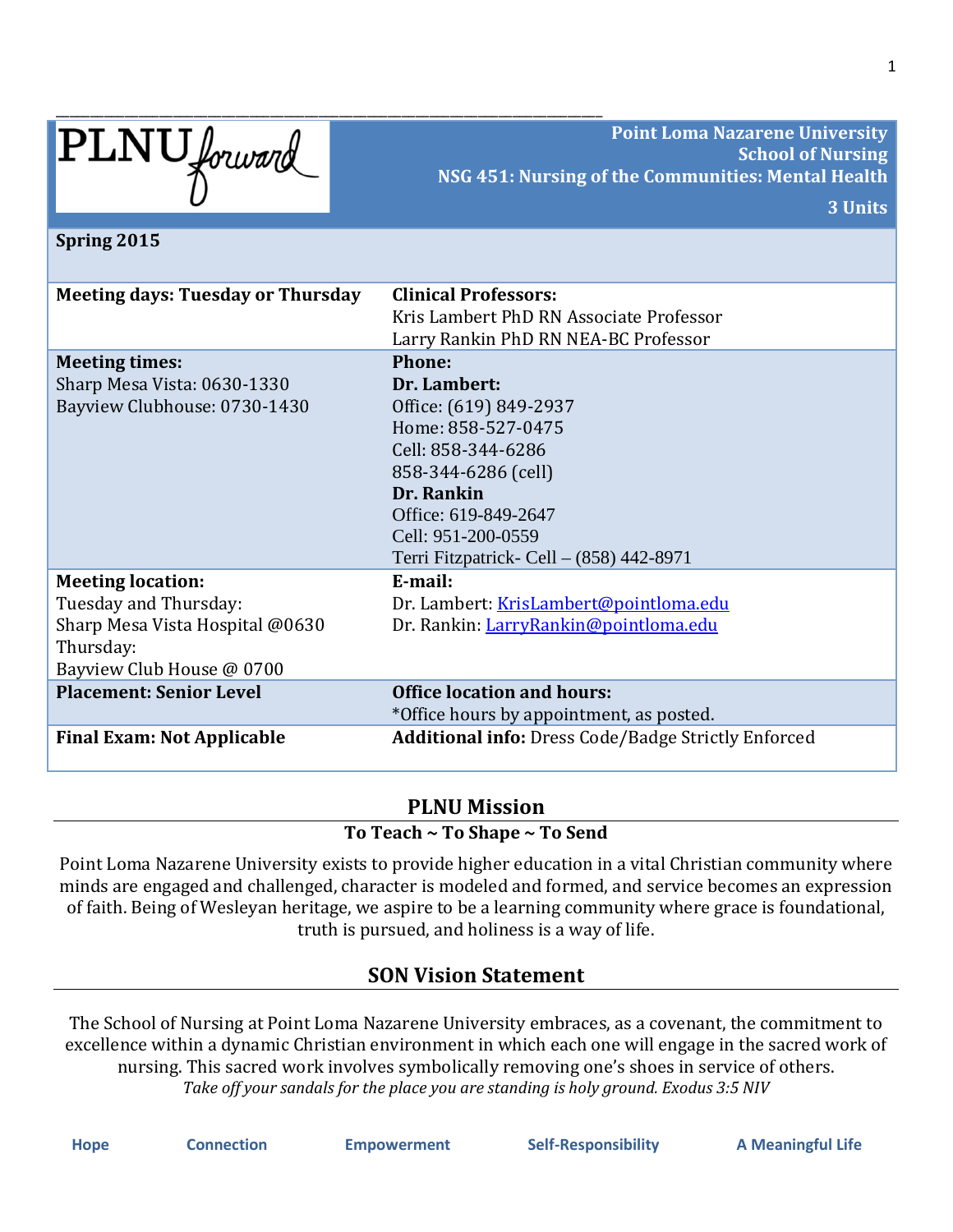PLNU forward

**Point Loma Nazarene University**
**School of Nursing**
**NSG 451: Nursing of the Communities: Mental Health**
**3 Units**

**Spring 2015**

| **Meeting days: Tuesday or Thursday** | **Clinical Professors:** Kris Lambert PhD RN Associate Professor Larry Rankin PhD RN NEA-BC Professor |
|---|---|
| **Meeting times:** Sharp Mesa Vista: 0630-1330 Bayview Clubhouse: 0730-1430 | **Phone:** **Dr. Lambert:** Office: (619) 849-2937 Home: 858-527-0475 Cell: 858-344-6286 858-344-6286 (cell) **Dr. Rankin** Office: 619-849-2647 Cell: 951-200-0559 Terri Fitzpatrick- Cell – (858) 442-8971 |
| **Meeting location:** Tuesday and Thursday: Sharp Mesa Vista Hospital @0630 Thursday: Bayview Club House @ 0700 | **E-mail:** Dr. Lambert: KrisLambert@pointloma.edu Dr. Rankin: LarryRankin@pointloma.edu |
| **Placement: Senior Level** | **Office location and hours:** *Office hours by appointment, as posted. |
| **Final Exam: Not Applicable** | **Additional info:** Dress Code/Badge Strictly Enforced |

## PLNU Mission

### To Teach ~ To Shape ~ To Send

Point Loma Nazarene University exists to provide higher education in a vital Christian community where minds are engaged and challenged, character is modeled and formed, and service becomes an expression of faith. Being of Wesleyan heritage, we aspire to be a learning community where grace is foundational, truth is pursued, and holiness is a way of life.

## SON Vision Statement

The School of Nursing at Point Loma Nazarene University embraces, as a covenant, the commitment to excellence within a dynamic Christian environment in which each one will engage in the sacred work of nursing. This sacred work involves symbolically removing one's shoes in service of others.
*Take off your sandals for the place you are standing is holy ground. Exodus 3:5 NIV*

**Hope** **Connection** **Empowerment** **Self-Responsibility** **A Meaningful Life**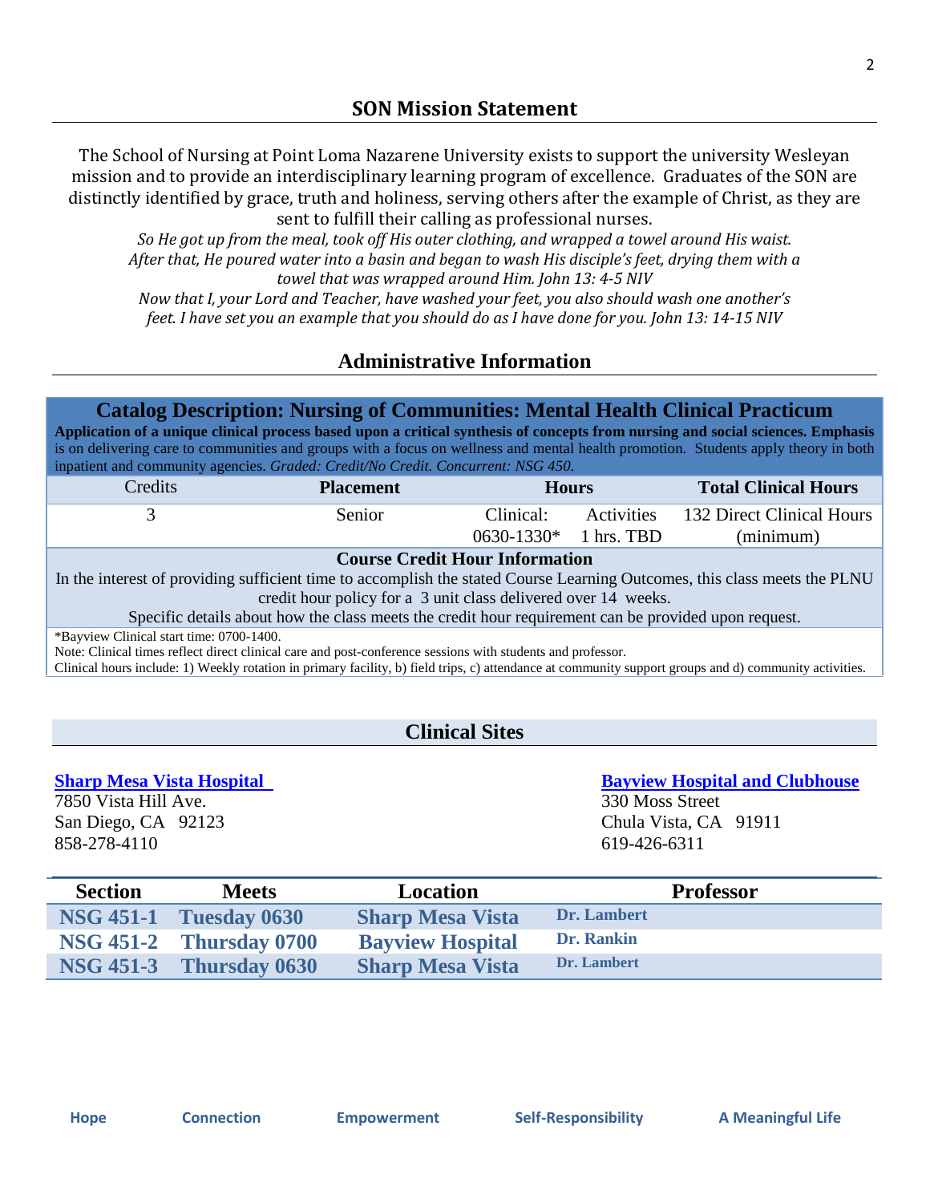## SON Mission Statement

The School of Nursing at Point Loma Nazarene University exists to support the university Wesleyan mission and to provide an interdisciplinary learning program of excellence. Graduates of the SON are distinctly identified by grace, truth and holiness, serving others after the example of Christ, as they are sent to fulfill their calling as professional nurses.

*So He got up from the meal, took off His outer clothing, and wrapped a towel around His waist. After that, He poured water into a basin and began to wash His disciple's feet, drying them with a towel that was wrapped around Him. John 13: 4-5 NIV*

*Now that I, your Lord and Teacher, have washed your feet, you also should wash one another's feet. I have set you an example that you should do as I have done for you. John 13: 14-15 NIV*

## Administrative Information

### Catalog Description: Nursing of Communities: Mental Health Clinical Practicum

**Application of a unique clinical process based upon a critical synthesis of concepts from nursing and social sciences. Emphasis** is on delivering care to communities and groups with a focus on wellness and mental health promotion. Students apply theory in both inpatient and community agencies. *Graded: Credit/No Credit. Concurrent: NSG 450.*

| Credits | Placement | Hours | | Total Clinical Hours |
|---|---|---|---|---|
| 3 | Senior | Clinical: 0630-1330* | Activities 1 hrs. TBD | 132 Direct Clinical Hours (minimum) |

**Course Credit Hour Information**

In the interest of providing sufficient time to accomplish the stated Course Learning Outcomes, this class meets the PLNU credit hour policy for a 3 unit class delivered over 14 weeks.

Specific details about how the class meets the credit hour requirement can be provided upon request.

*Bayview Clinical start time: 0700-1400.

Note: Clinical times reflect direct clinical care and post-conference sessions with students and professor.

Clinical hours include: 1) Weekly rotation in primary facility, b) field trips, c) attendance at community support groups and d) community activities.

## Clinical Sites

**Sharp Mesa Vista Hospital**
7850 Vista Hill Ave.
San Diego, CA 92123
858-278-4110

**Bayview Hospital and Clubhouse**
330 Moss Street
Chula Vista, CA 91911
619-426-6311

| Section | Meets | Location | Professor |
|---|---|---|---|
| NSG 451-1 | Tuesday 0630 | Sharp Mesa Vista | Dr. Lambert |
| NSG 451-2 | Thursday 0700 | Bayview Hospital | Dr. Rankin |
| NSG 451-3 | Thursday 0630 | Sharp Mesa Vista | Dr. Lambert |

**Hope** **Connection** **Empowerment** **Self-Responsibility** **A Meaningful Life**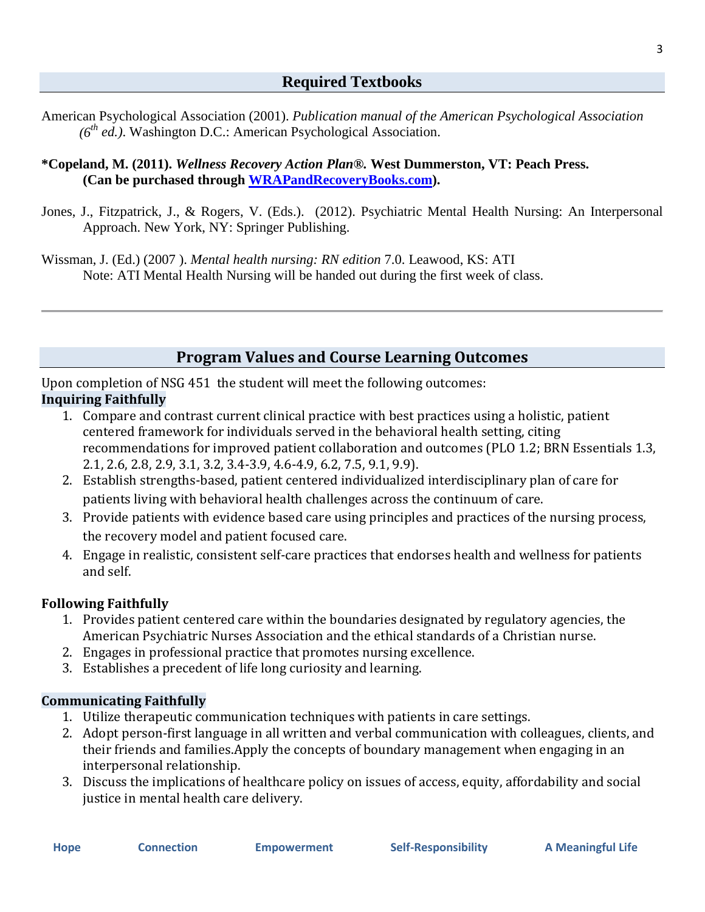## Required Textbooks

American Psychological Association (2001). *Publication manual of the American Psychological Association (6th ed.)*. Washington D.C.: American Psychological Association.

**\*Copeland, M. (2011). *Wellness Recovery Action Plan®.* West Dummerston, VT: Peach Press. (Can be purchased through [WRAPandRecoveryBooks.com](WRAPandRecoveryBooks.com)).**

Jones, J., Fitzpatrick, J., & Rogers, V. (Eds.). (2012). Psychiatric Mental Health Nursing: An Interpersonal Approach. New York, NY: Springer Publishing.

Wissman, J. (Ed.) (2007 ). *Mental health nursing: RN edition* 7.0. Leawood, KS: ATI
Note: ATI Mental Health Nursing will be handed out during the first week of class.

---

## Program Values and Course Learning Outcomes

Upon completion of NSG 451 the student will meet the following outcomes:

**Inquiring Faithfully**

1. Compare and contrast current clinical practice with best practices using a holistic, patient centered framework for individuals served in the behavioral health setting, citing recommendations for improved patient collaboration and outcomes (PLO 1.2; BRN Essentials 1.3, 2.1, 2.6, 2.8, 2.9, 3.1, 3.2, 3.4-3.9, 4.6-4.9, 6.2, 7.5, 9.1, 9.9).
2. Establish strengths-based, patient centered individualized interdisciplinary plan of care for patients living with behavioral health challenges across the continuum of care.
3. Provide patients with evidence based care using principles and practices of the nursing process, the recovery model and patient focused care.
4. Engage in realistic, consistent self-care practices that endorses health and wellness for patients and self.

**Following Faithfully**

1. Provides patient centered care within the boundaries designated by regulatory agencies, the American Psychiatric Nurses Association and the ethical standards of a Christian nurse.
2. Engages in professional practice that promotes nursing excellence.
3. Establishes a precedent of life long curiosity and learning.

**Communicating Faithfully**

1. Utilize therapeutic communication techniques with patients in care settings.
2. Adopt person-first language in all written and verbal communication with colleagues, clients, and their friends and families.Apply the concepts of boundary management when engaging in an interpersonal relationship.
3. Discuss the implications of healthcare policy on issues of access, equity, affordability and social justice in mental health care delivery.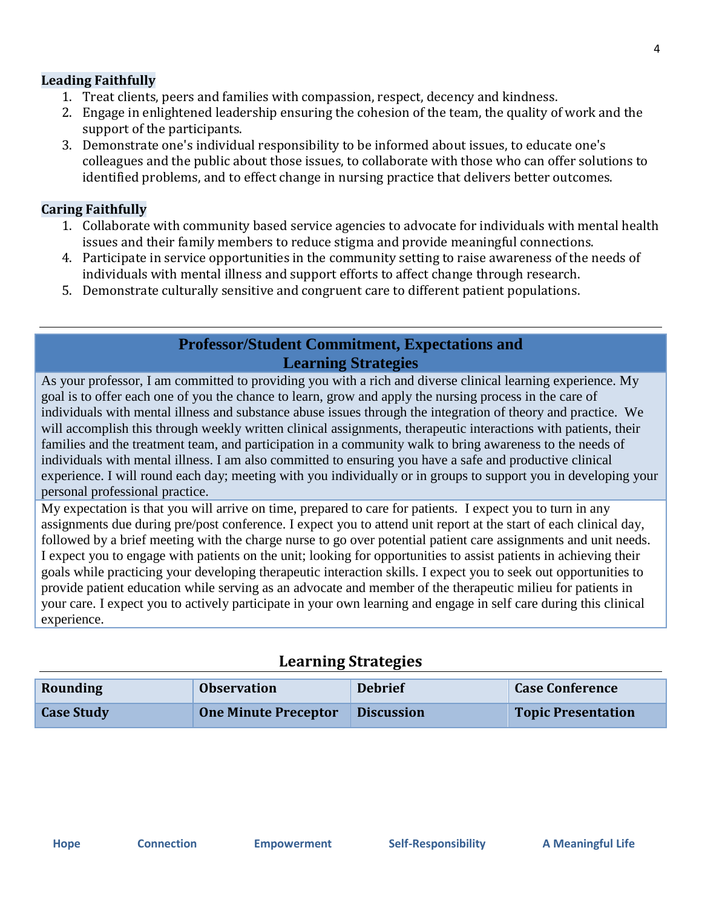**Leading Faithfully**

1. Treat clients, peers and families with compassion, respect, decency and kindness.
2. Engage in enlightened leadership ensuring the cohesion of the team, the quality of work and the support of the participants.
3. Demonstrate one's individual responsibility to be informed about issues, to educate one's colleagues and the public about those issues, to collaborate with those who can offer solutions to identified problems, and to effect change in nursing practice that delivers better outcomes.

**Caring Faithfully**

1. Collaborate with community based service agencies to advocate for individuals with mental health issues and their family members to reduce stigma and provide meaningful connections.
4. Participate in service opportunities in the community setting to raise awareness of the needs of individuals with mental illness and support efforts to affect change through research.
5. Demonstrate culturally sensitive and congruent care to different patient populations.

---

## Professor/Student Commitment, Expectations and Learning Strategies

As your professor, I am committed to providing you with a rich and diverse clinical learning experience. My goal is to offer each one of you the chance to learn, grow and apply the nursing process in the care of individuals with mental illness and substance abuse issues through the integration of theory and practice. We will accomplish this through weekly written clinical assignments, therapeutic interactions with patients, their families and the treatment team, and participation in a community walk to bring awareness to the needs of individuals with mental illness. I am also committed to ensuring you have a safe and productive clinical experience. I will round each day; meeting with you individually or in groups to support you in developing your personal professional practice.

My expectation is that you will arrive on time, prepared to care for patients. I expect you to turn in any assignments due during pre/post conference. I expect you to attend unit report at the start of each clinical day, followed by a brief meeting with the charge nurse to go over potential patient care assignments and unit needs. I expect you to engage with patients on the unit; looking for opportunities to assist patients in achieving their goals while practicing your developing therapeutic interaction skills. I expect you to seek out opportunities to provide patient education while serving as an advocate and member of the therapeutic milieu for patients in your care. I expect you to actively participate in your own learning and engage in self care during this clinical experience.

## Learning Strategies

| **Rounding** | **Observation** | **Debrief** | **Case Conference** |
|---|---|---|---|
| **Case Study** | **One Minute Preceptor** | **Discussion** | **Topic Presentation** |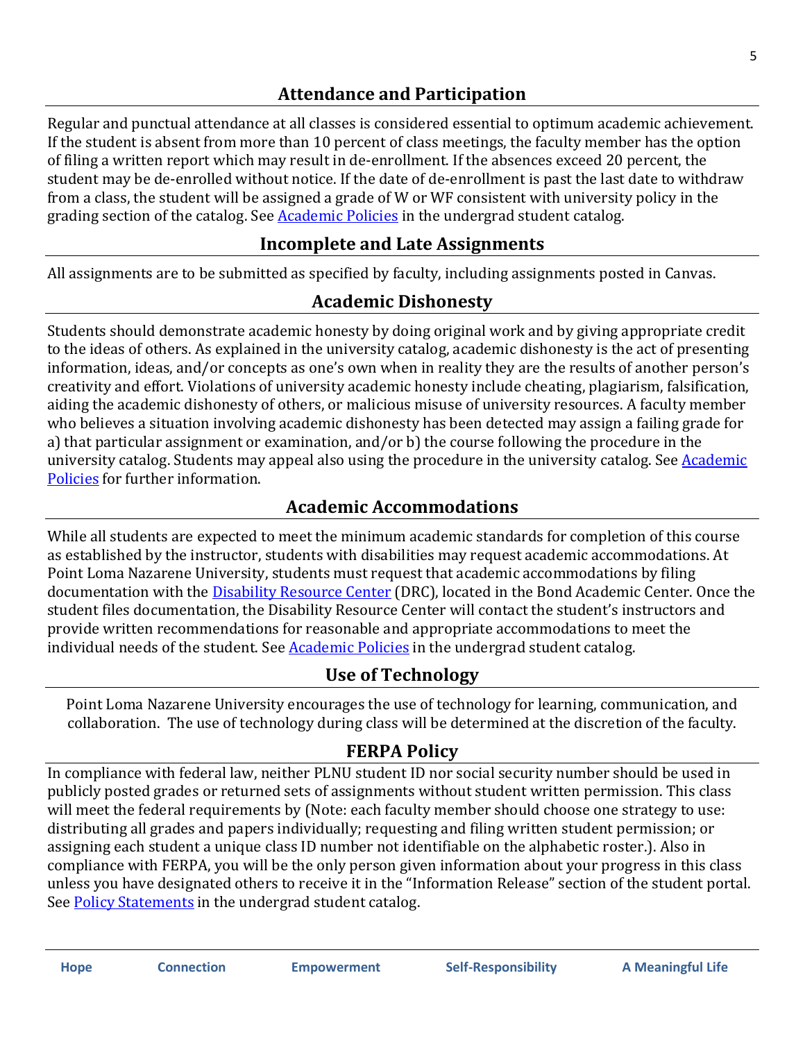## Attendance and Participation

Regular and punctual attendance at all classes is considered essential to optimum academic achievement. If the student is absent from more than 10 percent of class meetings, the faculty member has the option of filing a written report which may result in de-enrollment. If the absences exceed 20 percent, the student may be de-enrolled without notice. If the date of de-enrollment is past the last date to withdraw from a class, the student will be assigned a grade of W or WF consistent with university policy in the grading section of the catalog. See [Academic Policies](#) in the undergrad student catalog.

## Incomplete and Late Assignments

All assignments are to be submitted as specified by faculty, including assignments posted in Canvas.

## Academic Dishonesty

Students should demonstrate academic honesty by doing original work and by giving appropriate credit to the ideas of others. As explained in the university catalog, academic dishonesty is the act of presenting information, ideas, and/or concepts as one's own when in reality they are the results of another person's creativity and effort. Violations of university academic honesty include cheating, plagiarism, falsification, aiding the academic dishonesty of others, or malicious misuse of university resources. A faculty member who believes a situation involving academic dishonesty has been detected may assign a failing grade for a) that particular assignment or examination, and/or b) the course following the procedure in the university catalog. Students may appeal also using the procedure in the university catalog. See [Academic Policies](#) for further information.

## Academic Accommodations

While all students are expected to meet the minimum academic standards for completion of this course as established by the instructor, students with disabilities may request academic accommodations. At Point Loma Nazarene University, students must request that academic accommodations by filing documentation with the [Disability Resource Center](#) (DRC), located in the Bond Academic Center. Once the student files documentation, the Disability Resource Center will contact the student's instructors and provide written recommendations for reasonable and appropriate accommodations to meet the individual needs of the student. See [Academic Policies](#) in the undergrad student catalog.

## Use of Technology

Point Loma Nazarene University encourages the use of technology for learning, communication, and collaboration. The use of technology during class will be determined at the discretion of the faculty.

## FERPA Policy

In compliance with federal law, neither PLNU student ID nor social security number should be used in publicly posted grades or returned sets of assignments without student written permission. This class will meet the federal requirements by (Note: each faculty member should choose one strategy to use: distributing all grades and papers individually; requesting and filing written student permission; or assigning each student a unique class ID number not identifiable on the alphabetic roster.). Also in compliance with FERPA, you will be the only person given information about your progress in this class unless you have designated others to receive it in the "Information Release" section of the student portal. See [Policy Statements](#) in the undergrad student catalog.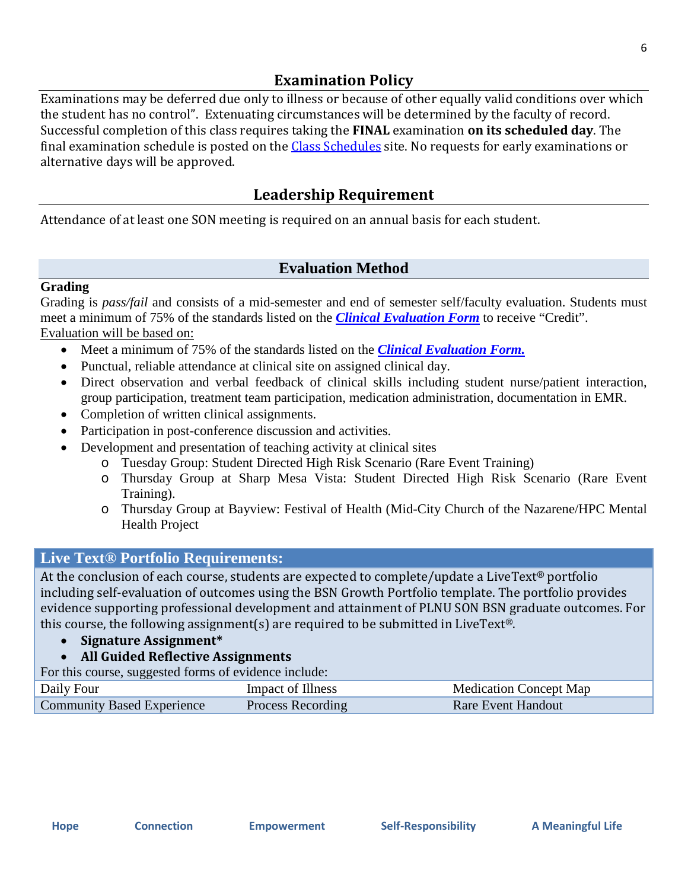## Examination Policy

Examinations may be deferred due only to illness or because of other equally valid conditions over which the student has no control". Extenuating circumstances will be determined by the faculty of record. Successful completion of this class requires taking the **FINAL** examination **on its scheduled day**. The final examination schedule is posted on the [Class Schedules]() site. No requests for early examinations or alternative days will be approved.

## Leadership Requirement

Attendance of at least one SON meeting is required on an annual basis for each student.

## Evaluation Method

**Grading**

Grading is *pass/fail* and consists of a mid-semester and end of semester self/faculty evaluation. Students must meet a minimum of 75% of the standards listed on the ***Clinical Evaluation Form*** to receive "Credit".

Evaluation will be based on:

- Meet a minimum of 75% of the standards listed on the ***Clinical Evaluation Form.***
- Punctual, reliable attendance at clinical site on assigned clinical day.
- Direct observation and verbal feedback of clinical skills including student nurse/patient interaction, group participation, treatment team participation, medication administration, documentation in EMR.
- Completion of written clinical assignments.
- Participation in post-conference discussion and activities.
- Development and presentation of teaching activity at clinical sites
  - Tuesday Group: Student Directed High Risk Scenario (Rare Event Training)
  - Thursday Group at Sharp Mesa Vista: Student Directed High Risk Scenario (Rare Event Training).
  - Thursday Group at Bayview: Festival of Health (Mid-City Church of the Nazarene/HPC Mental Health Project

## Live Text® Portfolio Requirements:

At the conclusion of each course, students are expected to complete/update a LiveText® portfolio including self-evaluation of outcomes using the BSN Growth Portfolio template. The portfolio provides evidence supporting professional development and attainment of PLNU SON BSN graduate outcomes. For this course, the following assignment(s) are required to be submitted in LiveText®.

- **Signature Assignment***
- **All Guided Reflective Assignments**

For this course, suggested forms of evidence include:

| | | |
|---|---|---|
| Daily Four | Impact of Illness | Medication Concept Map |
| Community Based Experience | Process Recording | Rare Event Handout |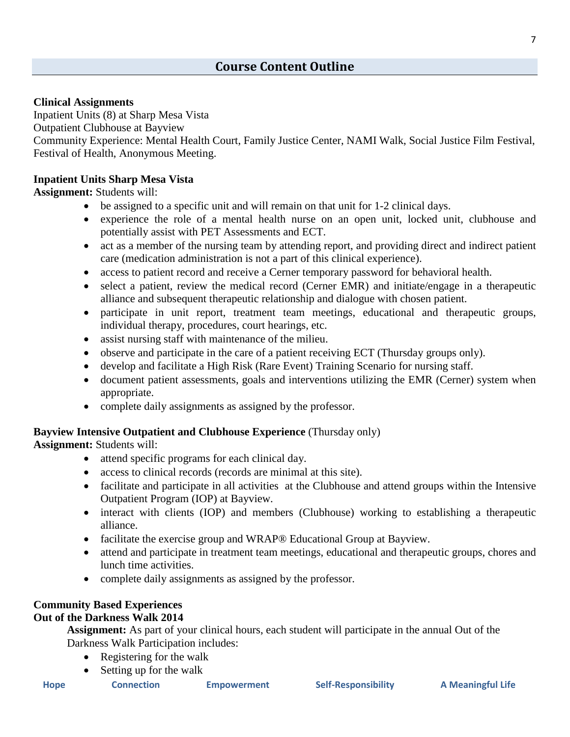## Course Content Outline

**Clinical Assignments**
Inpatient Units (8) at Sharp Mesa Vista
Outpatient Clubhouse at Bayview
Community Experience: Mental Health Court, Family Justice Center, NAMI Walk, Social Justice Film Festival, Festival of Health, Anonymous Meeting.

**Inpatient Units Sharp Mesa Vista**
**Assignment:** Students will:

- be assigned to a specific unit and will remain on that unit for 1-2 clinical days.
- experience the role of a mental health nurse on an open unit, locked unit, clubhouse and potentially assist with PET Assessments and ECT.
- act as a member of the nursing team by attending report, and providing direct and indirect patient care (medication administration is not a part of this clinical experience).
- access to patient record and receive a Cerner temporary password for behavioral health.
- select a patient, review the medical record (Cerner EMR) and initiate/engage in a therapeutic alliance and subsequent therapeutic relationship and dialogue with chosen patient.
- participate in unit report, treatment team meetings, educational and therapeutic groups, individual therapy, procedures, court hearings, etc.
- assist nursing staff with maintenance of the milieu.
- observe and participate in the care of a patient receiving ECT (Thursday groups only).
- develop and facilitate a High Risk (Rare Event) Training Scenario for nursing staff.
- document patient assessments, goals and interventions utilizing the EMR (Cerner) system when appropriate.
- complete daily assignments as assigned by the professor.

**Bayview Intensive Outpatient and Clubhouse Experience** (Thursday only)
**Assignment:** Students will:

- attend specific programs for each clinical day.
- access to clinical records (records are minimal at this site).
- facilitate and participate in all activities at the Clubhouse and attend groups within the Intensive Outpatient Program (IOP) at Bayview.
- interact with clients (IOP) and members (Clubhouse) working to establishing a therapeutic alliance.
- facilitate the exercise group and WRAP® Educational Group at Bayview.
- attend and participate in treatment team meetings, educational and therapeutic groups, chores and lunch time activities.
- complete daily assignments as assigned by the professor.

**Community Based Experiences**
**Out of the Darkness Walk 2014**

**Assignment:** As part of your clinical hours, each student will participate in the annual Out of the Darkness Walk Participation includes:

- Registering for the walk
- Setting up for the walk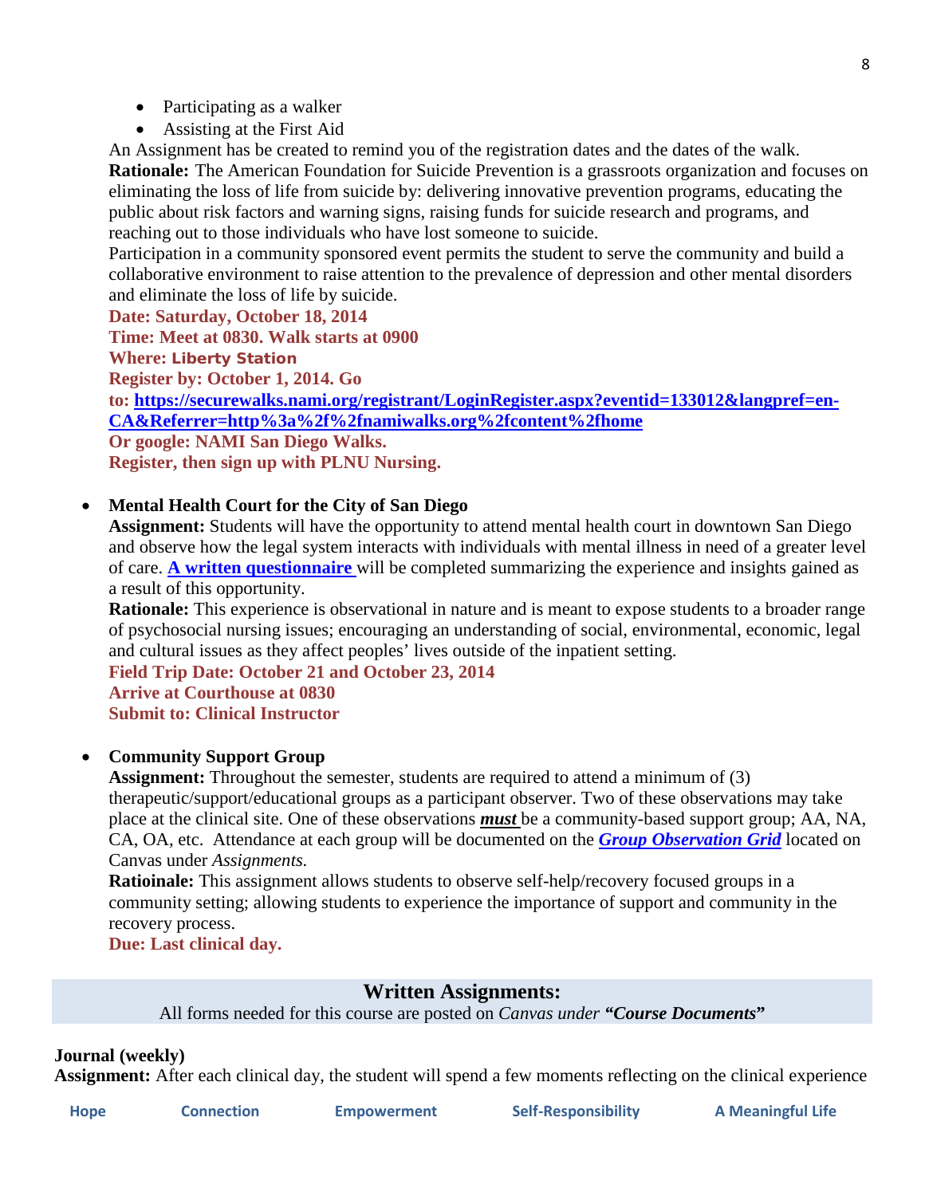- Participating as a walker
- Assisting at the First Aid

An Assignment has been created to remind you of the registration dates and the dates of the walk.
**Rationale:** The American Foundation for Suicide Prevention is a grassroots organization and focuses on eliminating the loss of life from suicide by: delivering innovative prevention programs, educating the public about risk factors and warning signs, raising funds for suicide research and programs, and reaching out to those individuals who have lost someone to suicide.
Participation in a community sponsored event permits the student to serve the community and build a collaborative environment to raise attention to the prevalence of depression and other mental disorders and eliminate the loss of life by suicide.
**Date: Saturday, October 18, 2014**
**Time: Meet at 0830. Walk starts at 0900**
**Where: Liberty Station**
**Register by: October 1, 2014. Go to: [https://securewalks.nami.org/registrant/LoginRegister.aspx?eventid=133012&langpref=en-CA&Referrer=http%3a%2f%2fnamiwalks.org%2fcontent%2fhome](https://securewalks.nami.org/registrant/LoginRegister.aspx?eventid=133012&langpref=en-CA&Referrer=http%3a%2f%2fnamiwalks.org%2fcontent%2fhome)**
**Or google: NAMI San Diego Walks.**
**Register, then sign up with PLNU Nursing.**

- **Mental Health Court for the City of San Diego**
  **Assignment:** Students will have the opportunity to attend mental health court in downtown San Diego and observe how the legal system interacts with individuals with mental illness in need of a greater level of care. **A written questionnaire** will be completed summarizing the experience and insights gained as a result of this opportunity.
  **Rationale:** This experience is observational in nature and is meant to expose students to a broader range of psychosocial nursing issues; encouraging an understanding of social, environmental, economic, legal and cultural issues as they affect peoples' lives outside of the inpatient setting.
  **Field Trip Date: October 21 and October 23, 2014**
  **Arrive at Courthouse at 0830**
  **Submit to: Clinical Instructor**

- **Community Support Group**
  **Assignment:** Throughout the semester, students are required to attend a minimum of (3) therapeutic/support/educational groups as a participant observer. Two of these observations may take place at the clinical site. One of these observations ***must*** be a community-based support group; AA, NA, CA, OA, etc. Attendance at each group will be documented on the ***Group Observation Grid*** located on Canvas under *Assignments.*
  **Ratioinale:** This assignment allows students to observe self-help/recovery focused groups in a community setting; allowing students to experience the importance of support and community in the recovery process.
  **Due: Last clinical day.**

## Written Assignments:

All forms needed for this course are posted on *Canvas under **"Course Documents"***

**Journal (weekly)**
**Assignment:** After each clinical day, the student will spend a few moments reflecting on the clinical experience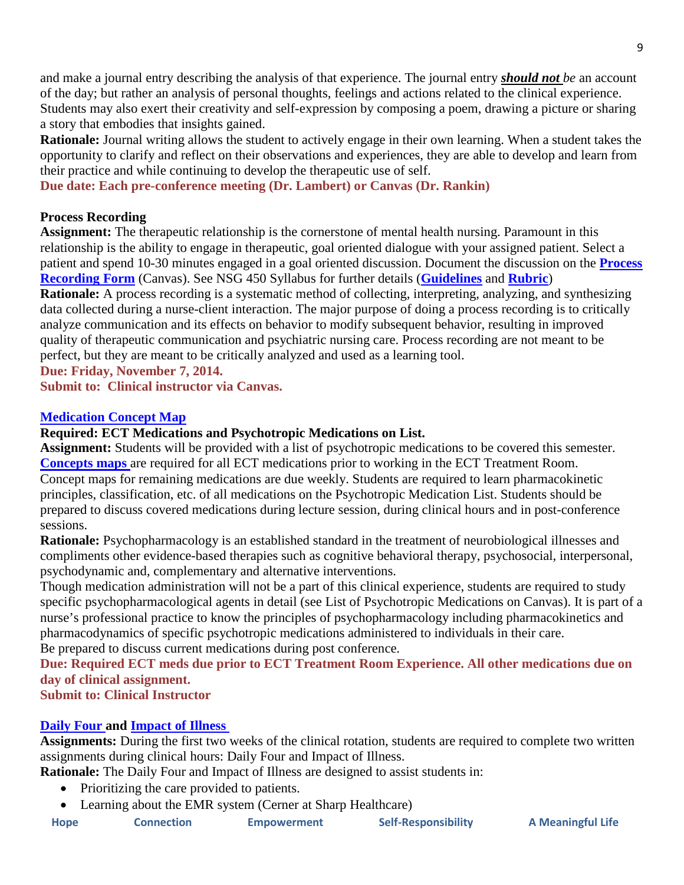and make a journal entry describing the analysis of that experience. The journal entry ***should not*** *be* an account of the day; but rather an analysis of personal thoughts, feelings and actions related to the clinical experience. Students may also exert their creativity and self-expression by composing a poem, drawing a picture or sharing a story that embodies that insights gained.

**Rationale:** Journal writing allows the student to actively engage in their own learning. When a student takes the opportunity to clarify and reflect on their observations and experiences, they are able to develop and learn from their practice and while continuing to develop the therapeutic use of self.

**Due date: Each pre-conference meeting (Dr. Lambert) or Canvas (Dr. Rankin)**

**Process Recording**

**Assignment:** The therapeutic relationship is the cornerstone of mental health nursing. Paramount in this relationship is the ability to engage in therapeutic, goal oriented dialogue with your assigned patient. Select a patient and spend 10-30 minutes engaged in a goal oriented discussion. Document the discussion on the **Process Recording Form** (Canvas). See NSG 450 Syllabus for further details (**Guidelines** and **Rubric**)

**Rationale:** A process recording is a systematic method of collecting, interpreting, analyzing, and synthesizing data collected during a nurse-client interaction. The major purpose of doing a process recording is to critically analyze communication and its effects on behavior to modify subsequent behavior, resulting in improved quality of therapeutic communication and psychiatric nursing care. Process recording are not meant to be perfect, but they are meant to be critically analyzed and used as a learning tool.

**Due: Friday, November 7, 2014.**

**Submit to: Clinical instructor via Canvas.**

**Medication Concept Map**

**Required: ECT Medications and Psychotropic Medications on List.**

**Assignment:** Students will be provided with a list of psychotropic medications to be covered this semester. **Concepts maps** are required for all ECT medications prior to working in the ECT Treatment Room. Concept maps for remaining medications are due weekly. Students are required to learn pharmacokinetic principles, classification, etc. of all medications on the Psychotropic Medication List. Students should be prepared to discuss covered medications during lecture session, during clinical hours and in post-conference sessions.

**Rationale:** Psychopharmacology is an established standard in the treatment of neurobiological illnesses and compliments other evidence-based therapies such as cognitive behavioral therapy, psychosocial, interpersonal, psychodynamic and, complementary and alternative interventions.

Though medication administration will not be a part of this clinical experience, students are required to study specific psychopharmacological agents in detail (see List of Psychotropic Medications on Canvas). It is part of a nurse's professional practice to know the principles of psychopharmacology including pharmacokinetics and pharmacodynamics of specific psychotropic medications administered to individuals in their care.

Be prepared to discuss current medications during post conference.

**Due: Required ECT meds due prior to ECT Treatment Room Experience. All other medications due on day of clinical assignment.**

**Submit to: Clinical Instructor**

**Daily Four and Impact of Illness**

**Assignments:** During the first two weeks of the clinical rotation, students are required to complete two written assignments during clinical hours: Daily Four and Impact of Illness.

**Rationale:** The Daily Four and Impact of Illness are designed to assist students in:

- Prioritizing the care provided to patients.
- Learning about the EMR system (Cerner at Sharp Healthcare)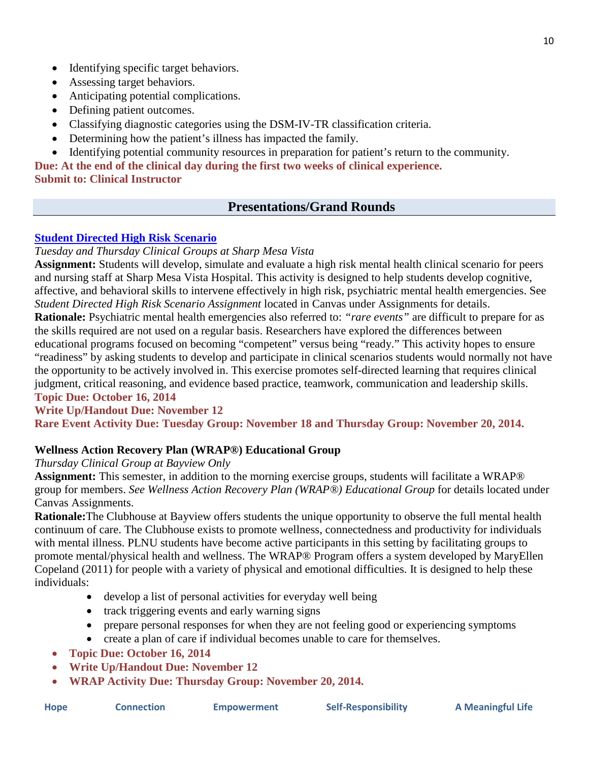- Identifying specific target behaviors.
- Assessing target behaviors.
- Anticipating potential complications.
- Defining patient outcomes.
- Classifying diagnostic categories using the DSM-IV-TR classification criteria.
- Determining how the patient's illness has impacted the family.
- Identifying potential community resources in preparation for patient's return to the community.

**Due: At the end of the clinical day during the first two weeks of clinical experience.**
**Submit to: Clinical Instructor**

## Presentations/Grand Rounds

**Student Directed High Risk Scenario**

*Tuesday and Thursday Clinical Groups at Sharp Mesa Vista*

**Assignment:** Students will develop, simulate and evaluate a high risk mental health clinical scenario for peers and nursing staff at Sharp Mesa Vista Hospital. This activity is designed to help students develop cognitive, affective, and behavioral skills to intervene effectively in high risk, psychiatric mental health emergencies. See *Student Directed High Risk Scenario Assignment* located in Canvas under Assignments for details.

**Rationale:** Psychiatric mental health emergencies also referred to: *"rare events"* are difficult to prepare for as the skills required are not used on a regular basis. Researchers have explored the differences between educational programs focused on becoming "competent" versus being "ready." This activity hopes to ensure "readiness" by asking students to develop and participate in clinical scenarios students would normally not have the opportunity to be actively involved in. This exercise promotes self-directed learning that requires clinical judgment, critical reasoning, and evidence based practice, teamwork, communication and leadership skills.

**Topic Due: October 16, 2014**
**Write Up/Handout Due: November 12**
**Rare Event Activity Due: Tuesday Group: November 18 and Thursday Group: November 20, 2014.**

**Wellness Action Recovery Plan (WRAP®) Educational Group**

*Thursday Clinical Group at Bayview Only*

**Assignment:** This semester, in addition to the morning exercise groups, students will facilitate a WRAP® group for members. *See Wellness Action Recovery Plan (WRAP®) Educational Group* for details located under Canvas Assignments.

**Rationale:** The Clubhouse at Bayview offers students the unique opportunity to observe the full mental health continuum of care. The Clubhouse exists to promote wellness, connectedness and productivity for individuals with mental illness. PLNU students have become active participants in this setting by facilitating groups to promote mental/physical health and wellness. The WRAP® Program offers a system developed by MaryEllen Copeland (2011) for people with a variety of physical and emotional difficulties. It is designed to help these individuals:

- develop a list of personal activities for everyday well being
- track triggering events and early warning signs
- prepare personal responses for when they are not feeling good or experiencing symptoms
- create a plan of care if individual becomes unable to care for themselves.

- **Topic Due: October 16, 2014**
- **Write Up/Handout Due: November 12**
- **WRAP Activity Due: Thursday Group: November 20, 2014.**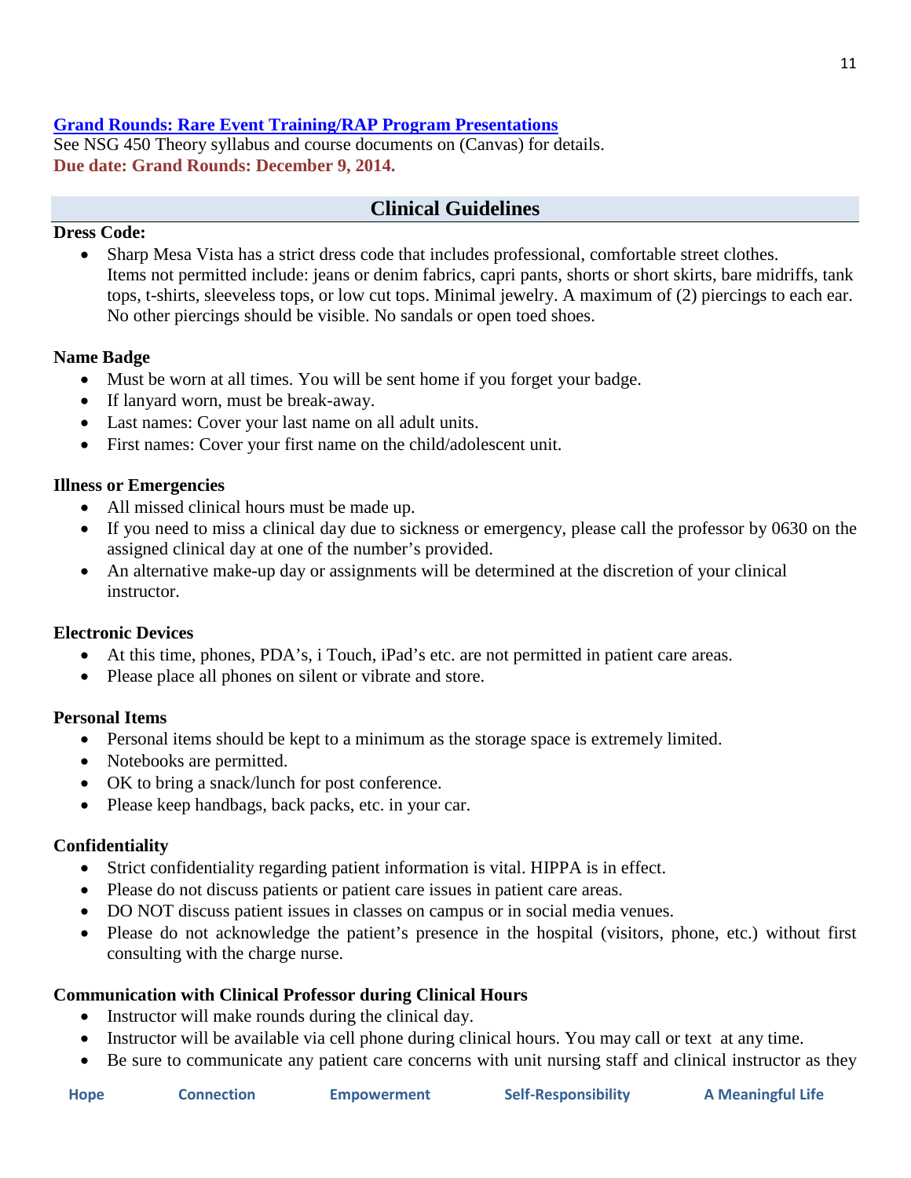**Grand Rounds: Rare Event Training/RAP Program Presentations**

See NSG 450 Theory syllabus and course documents on (Canvas) for details.

**Due date: Grand Rounds: December 9, 2014.**

## Clinical Guidelines

**Dress Code:**

- Sharp Mesa Vista has a strict dress code that includes professional, comfortable street clothes. Items not permitted include: jeans or denim fabrics, capri pants, shorts or short skirts, bare midriffs, tank tops, t-shirts, sleeveless tops, or low cut tops. Minimal jewelry. A maximum of (2) piercings to each ear. No other piercings should be visible. No sandals or open toed shoes.

**Name Badge**

- Must be worn at all times. You will be sent home if you forget your badge.
- If lanyard worn, must be break-away.
- Last names: Cover your last name on all adult units.
- First names: Cover your first name on the child/adolescent unit.

**Illness or Emergencies**

- All missed clinical hours must be made up.
- If you need to miss a clinical day due to sickness or emergency, please call the professor by 0630 on the assigned clinical day at one of the number's provided.
- An alternative make-up day or assignments will be determined at the discretion of your clinical instructor.

**Electronic Devices**

- At this time, phones, PDA's, i Touch, iPad's etc. are not permitted in patient care areas.
- Please place all phones on silent or vibrate and store.

**Personal Items**

- Personal items should be kept to a minimum as the storage space is extremely limited.
- Notebooks are permitted.
- OK to bring a snack/lunch for post conference.
- Please keep handbags, back packs, etc. in your car.

**Confidentiality**

- Strict confidentiality regarding patient information is vital. HIPPA is in effect.
- Please do not discuss patients or patient care issues in patient care areas.
- DO NOT discuss patient issues in classes on campus or in social media venues.
- Please do not acknowledge the patient's presence in the hospital (visitors, phone, etc.) without first consulting with the charge nurse.

**Communication with Clinical Professor during Clinical Hours**

- Instructor will make rounds during the clinical day.
- Instructor will be available via cell phone during clinical hours. You may call or text at any time.
- Be sure to communicate any patient care concerns with unit nursing staff and clinical instructor as they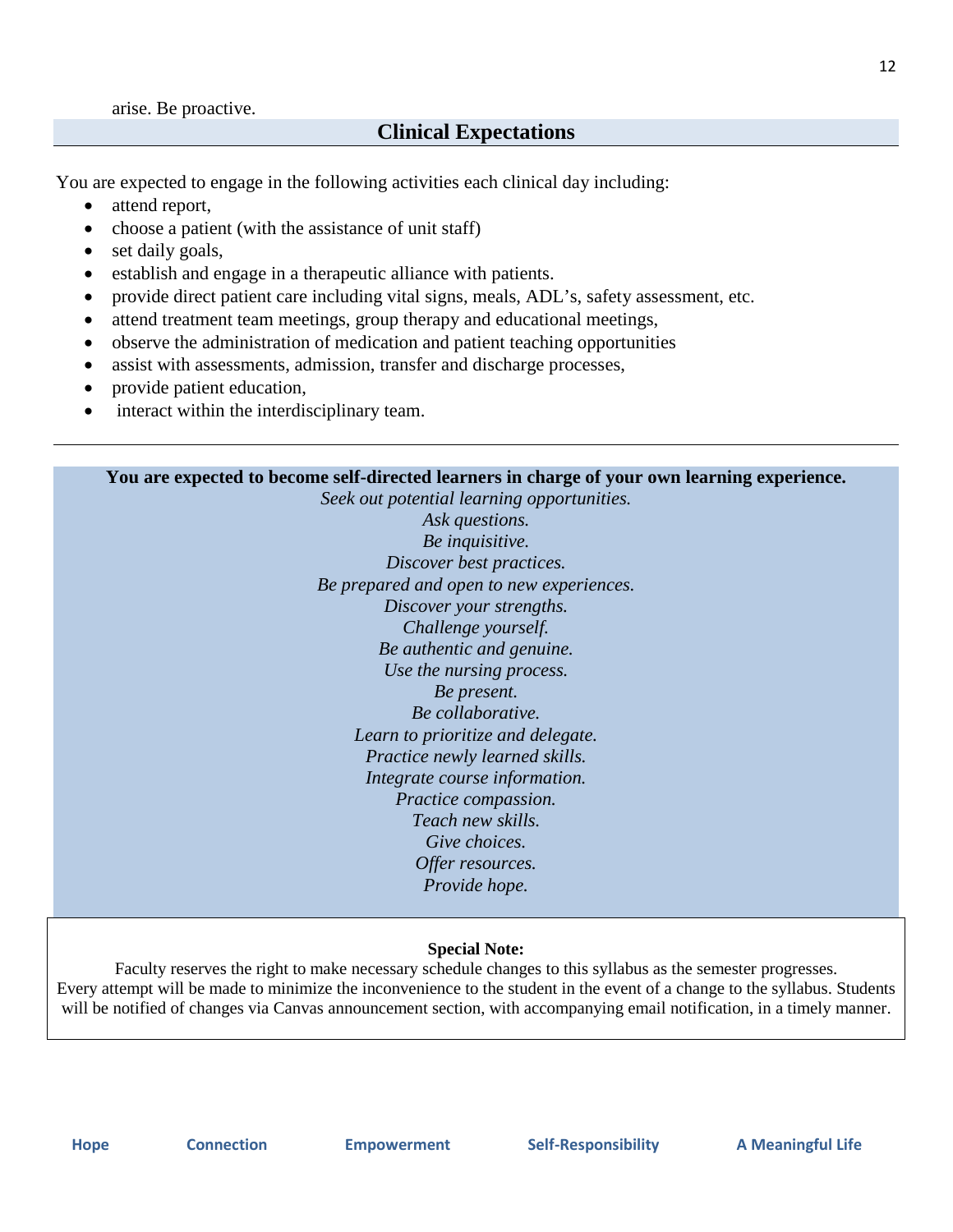arise. Be proactive.

## Clinical Expectations

You are expected to engage in the following activities each clinical day including:

- attend report,
- choose a patient (with the assistance of unit staff)
- set daily goals,
- establish and engage in a therapeutic alliance with patients.
- provide direct patient care including vital signs, meals, ADL's, safety assessment, etc.
- attend treatment team meetings, group therapy and educational meetings,
- observe the administration of medication and patient teaching opportunities
- assist with assessments, admission, transfer and discharge processes,
- provide patient education,
- interact within the interdisciplinary team.

---

**You are expected to become self-directed learners in charge of your own learning experience.**

*Seek out potential learning opportunities.*
*Ask questions.*
*Be inquisitive.*
*Discover best practices.*
*Be prepared and open to new experiences.*
*Discover your strengths.*
*Challenge yourself.*
*Be authentic and genuine.*
*Use the nursing process.*
*Be present.*
*Be collaborative.*
*Learn to prioritize and delegate.*
*Practice newly learned skills.*
*Integrate course information.*
*Practice compassion.*
*Teach new skills.*
*Give choices.*
*Offer resources.*
*Provide hope.*

**Special Note:**

Faculty reserves the right to make necessary schedule changes to this syllabus as the semester progresses. Every attempt will be made to minimize the inconvenience to the student in the event of a change to the syllabus. Students will be notified of changes via Canvas announcement section, with accompanying email notification, in a timely manner.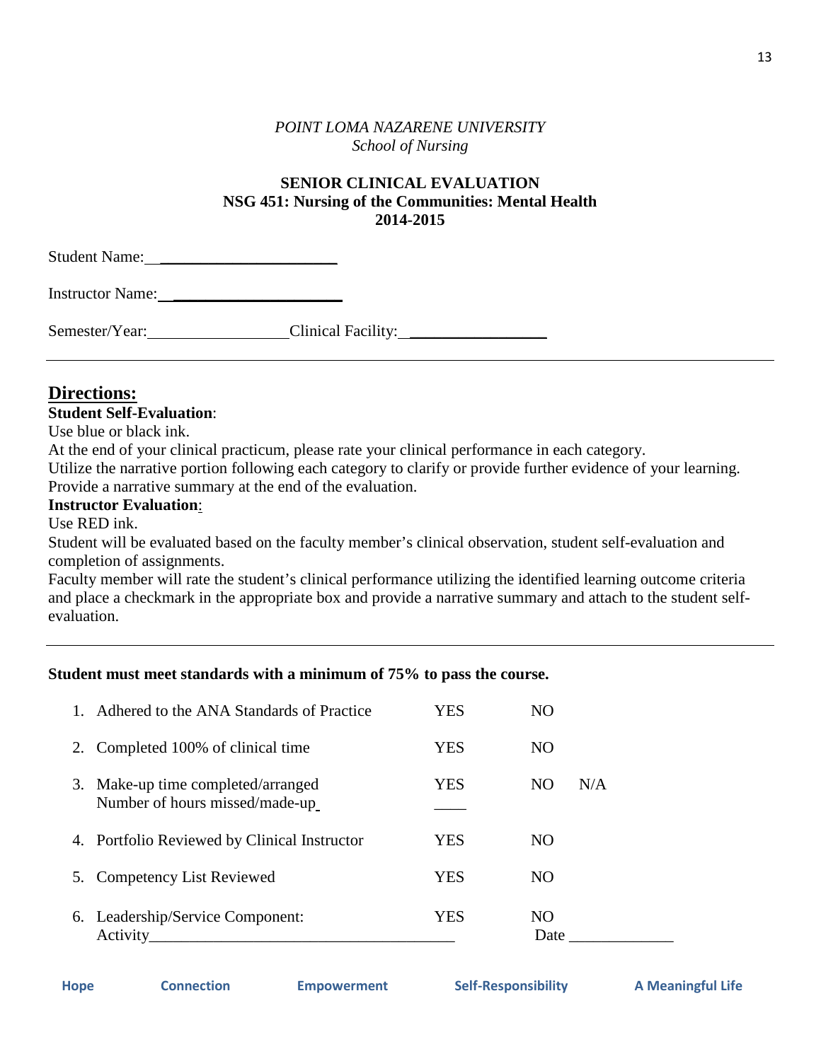*POINT LOMA NAZARENE UNIVERSITY*
*School of Nursing*

**SENIOR CLINICAL EVALUATION**
**NSG 451: Nursing of the Communities: Mental Health**
**2014-2015**

Student Name: ______________________

Instructor Name: ______________________

Semester/Year: __________________ Clinical Facility: __________________

---

## Directions:

**Student Self-Evaluation**:
Use blue or black ink.
At the end of your clinical practicum, please rate your clinical performance in each category.
Utilize the narrative portion following each category to clarify or provide further evidence of your learning.
Provide a narrative summary at the end of the evaluation.

**Instructor Evaluation**:
Use RED ink.
Student will be evaluated based on the faculty member's clinical observation, student self-evaluation and completion of assignments.
Faculty member will rate the student's clinical performance utilizing the identified learning outcome criteria and place a checkmark in the appropriate box and provide a narrative summary and attach to the student self-evaluation.

---

**Student must meet standards with a minimum of 75% to pass the course.**

| | | | | |
|---|---|---|---|---|
| 1. | Adhered to the ANA Standards of Practice | YES | NO | |
| 2. | Completed 100% of clinical time | YES | NO | |
| 3. | Make-up time completed/arranged<br>Number of hours missed/made-up | YES<br>____ | NO | N/A |
| 4. | Portfolio Reviewed by Clinical Instructor | YES | NO | |
| 5. | Competency List Reviewed | YES | NO | |
| 6. | Leadership/Service Component:<br>Activity_____________________________________ | YES | NO<br>Date _____________ | |

Hope Connection Empowerment Self-Responsibility A Meaningful Life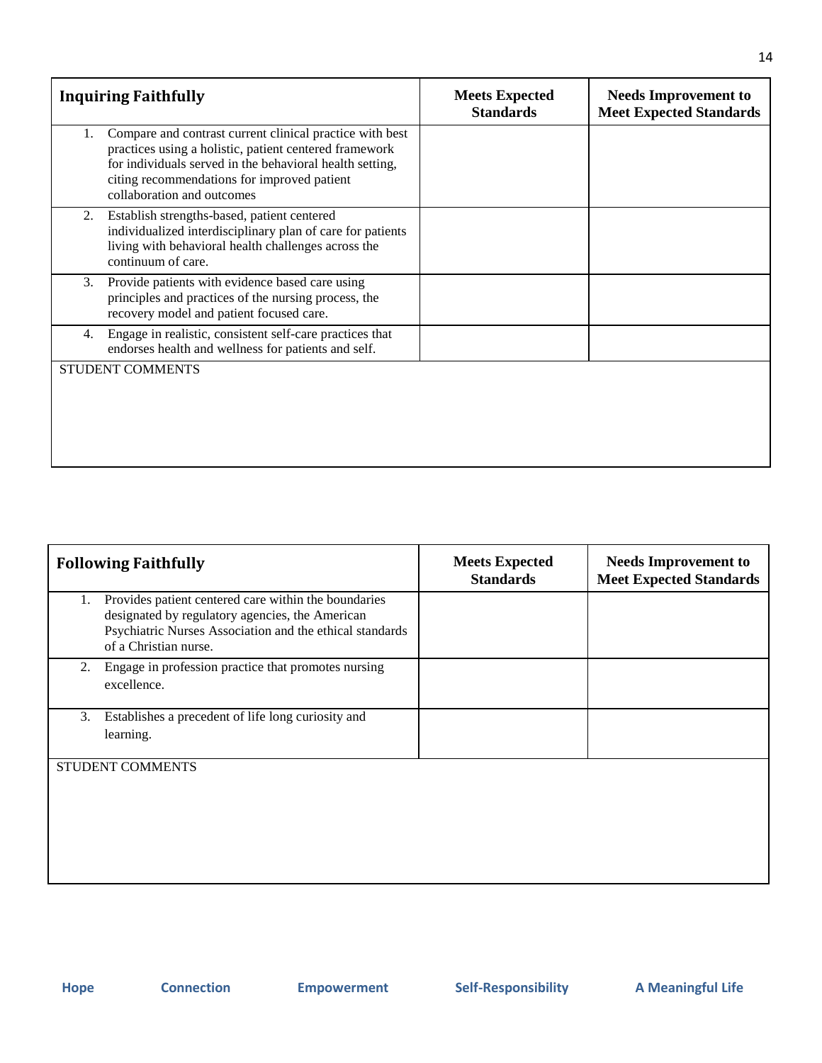| Inquiring Faithfully | Meets Expected Standards | Needs Improvement to Meet Expected Standards |
|---|---|---|
| 1. Compare and contrast current clinical practice with best practices using a holistic, patient centered framework for individuals served in the behavioral health setting, citing recommendations for improved patient collaboration and outcomes | | |
| 2. Establish strengths-based, patient centered individualized interdisciplinary plan of care for patients living with behavioral health challenges across the continuum of care. | | |
| 3. Provide patients with evidence based care using principles and practices of the nursing process, the recovery model and patient focused care. | | |
| 4. Engage in realistic, consistent self-care practices that endorses health and wellness for patients and self. | | |
| STUDENT COMMENTS | | |

| Following Faithfully | Meets Expected Standards | Needs Improvement to Meet Expected Standards |
|---|---|---|
| 1. Provides patient centered care within the boundaries designated by regulatory agencies, the American Psychiatric Nurses Association and the ethical standards of a Christian nurse. | | |
| 2. Engage in profession practice that promotes nursing excellence. | | |
| 3. Establishes a precedent of life long curiosity and learning. | | |
| STUDENT COMMENTS | | |

**Hope** **Connection** **Empowerment** **Self-Responsibility** **A Meaningful Life**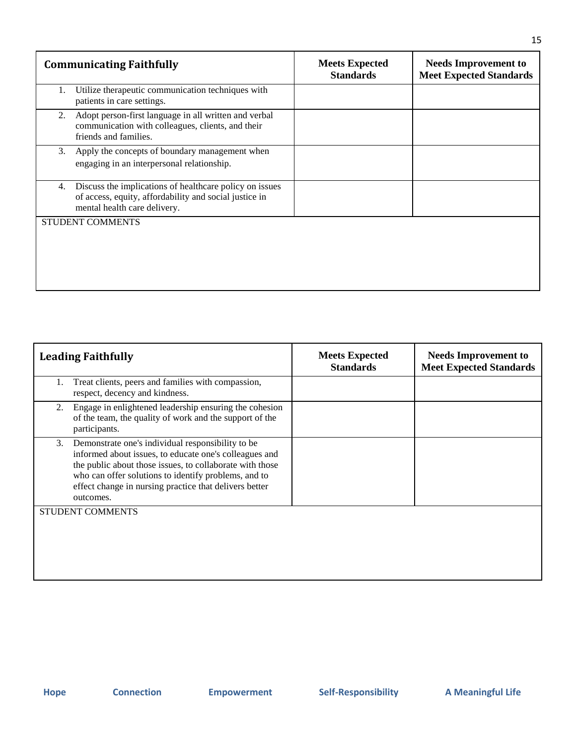| Communicating Faithfully | Meets Expected Standards | Needs Improvement to Meet Expected Standards |
|---|---|---|
| 1. Utilize therapeutic communication techniques with patients in care settings. | | |
| 2. Adopt person-first language in all written and verbal communication with colleagues, clients, and their friends and families. | | |
| 3. Apply the concepts of boundary management when engaging in an interpersonal relationship. | | |
| 4. Discuss the implications of healthcare policy on issues of access, equity, affordability and social justice in mental health care delivery. | | |
| STUDENT COMMENTS | | |

| Leading Faithfully | Meets Expected Standards | Needs Improvement to Meet Expected Standards |
|---|---|---|
| 1. Treat clients, peers and families with compassion, respect, decency and kindness. | | |
| 2. Engage in enlightened leadership ensuring the cohesion of the team, the quality of work and the support of the participants. | | |
| 3. Demonstrate one's individual responsibility to be informed about issues, to educate one's colleagues and the public about those issues, to collaborate with those who can offer solutions to identify problems, and to effect change in nursing practice that delivers better outcomes. | | |
| STUDENT COMMENTS | | |

**Hope** **Connection** **Empowerment** **Self-Responsibility** **A Meaningful Life**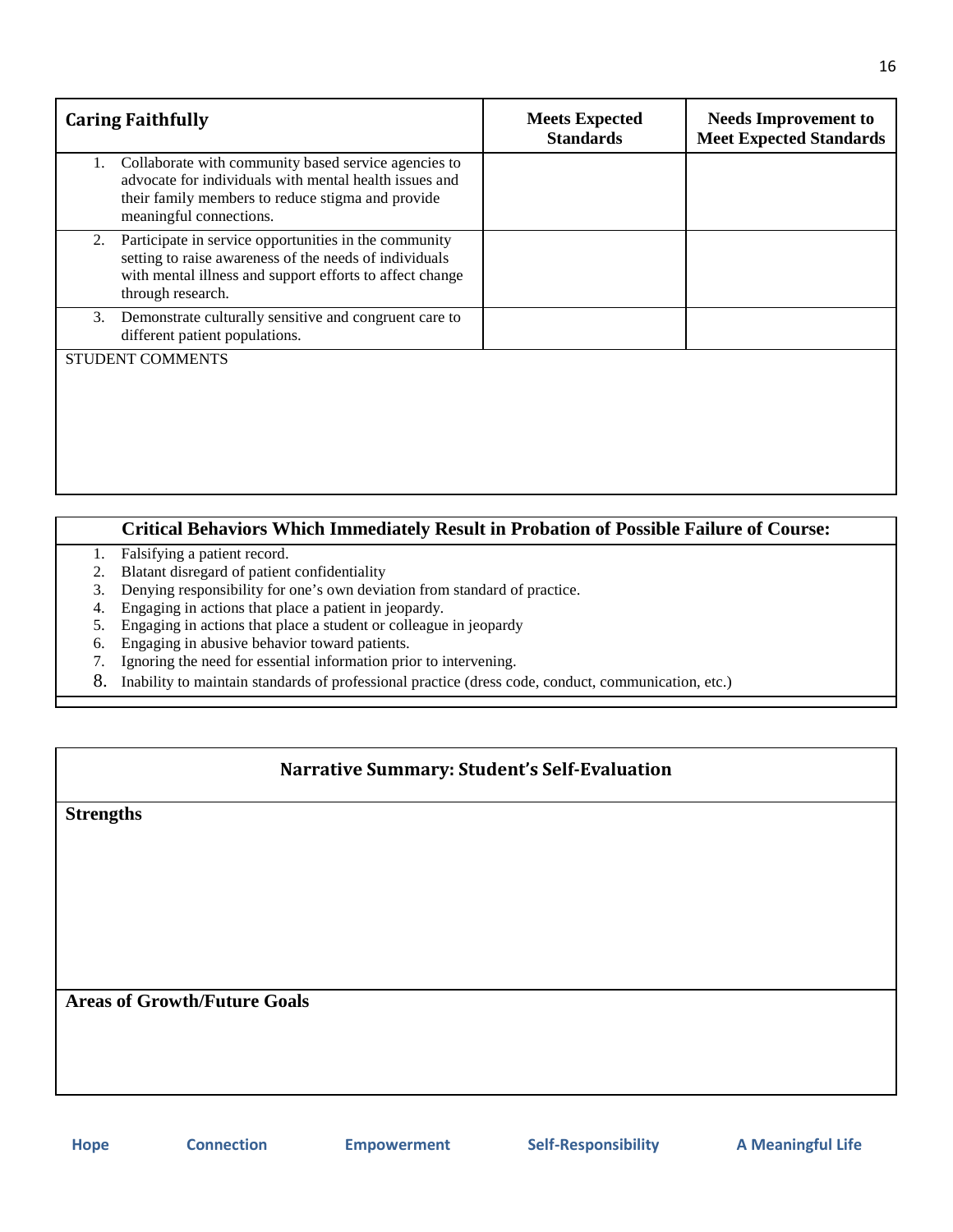| Caring Faithfully | Meets Expected Standards | Needs Improvement to Meet Expected Standards |
|---|---|---|
| 1. Collaborate with community based service agencies to advocate for individuals with mental health issues and their family members to reduce stigma and provide meaningful connections. | | |
| 2. Participate in service opportunities in the community setting to raise awareness of the needs of individuals with mental illness and support efforts to affect change through research. | | |
| 3. Demonstrate culturally sensitive and congruent care to different patient populations. | | |

STUDENT COMMENTS

**Critical Behaviors Which Immediately Result in Probation of Possible Failure of Course:**

1. Falsifying a patient record.
2. Blatant disregard of patient confidentiality
3. Denying responsibility for one's own deviation from standard of practice.
4. Engaging in actions that place a patient in jeopardy.
5. Engaging in actions that place a student or colleague in jeopardy
6. Engaging in abusive behavior toward patients.
7. Ignoring the need for essential information prior to intervening.
8. Inability to maintain standards of professional practice (dress code, conduct, communication, etc.)

## Narrative Summary: Student's Self-Evaluation

**Strengths**

**Areas of Growth/Future Goals**

**Hope** **Connection** **Empowerment** **Self-Responsibility** **A Meaningful Life**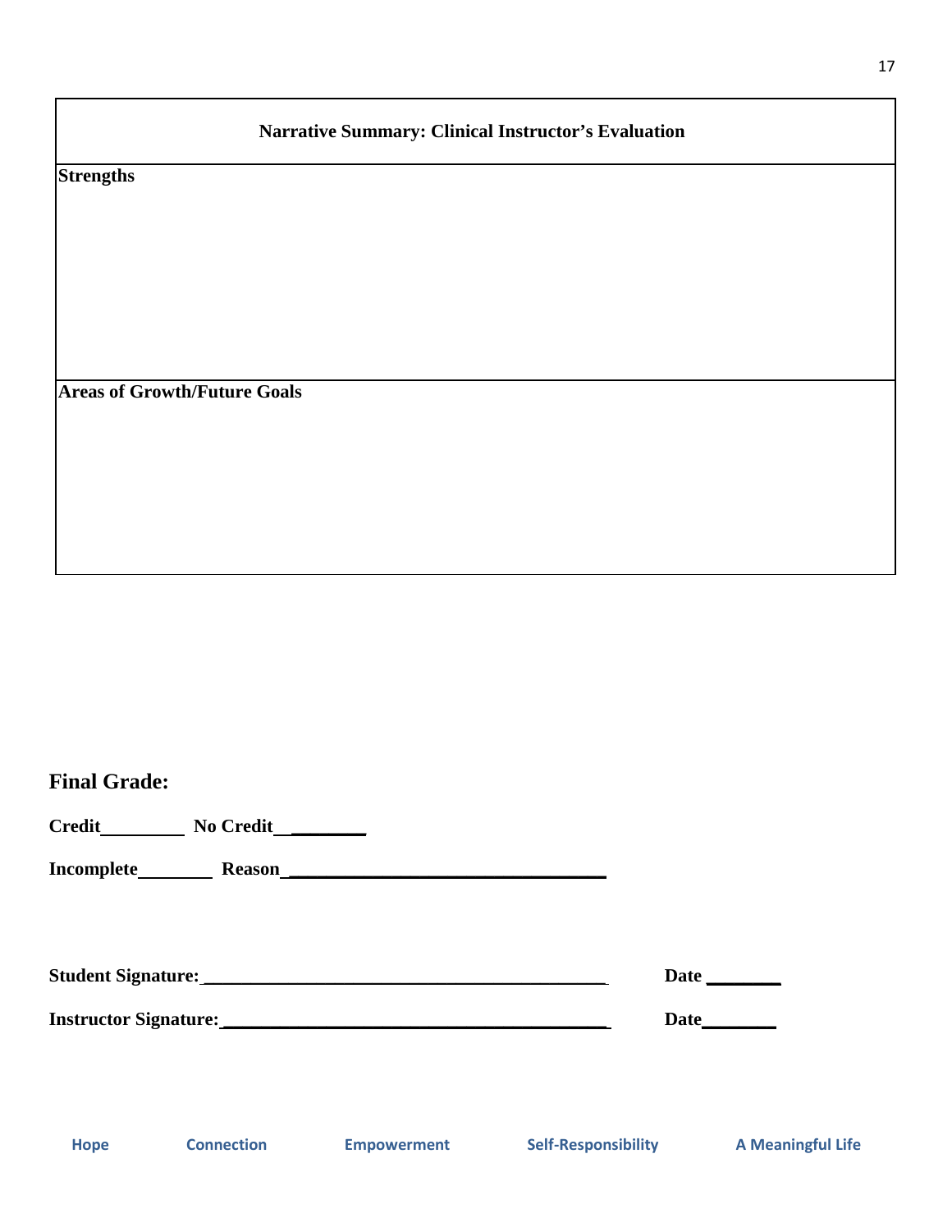| Narrative Summary: Clinical Instructor's Evaluation |
| --- |
| **Strengths** |
| **Areas of Growth/Future Goals** |

## Final Grade:

**Credit**_________ **No Credit**_________

**Incomplete**_________ **Reason**_________________________________

**Student Signature:**_________________________________________ **Date** ________

**Instructor Signature:**_______________________________________ **Date**________

**Hope** **Connection** **Empowerment** **Self-Responsibility** **A Meaningful Life**